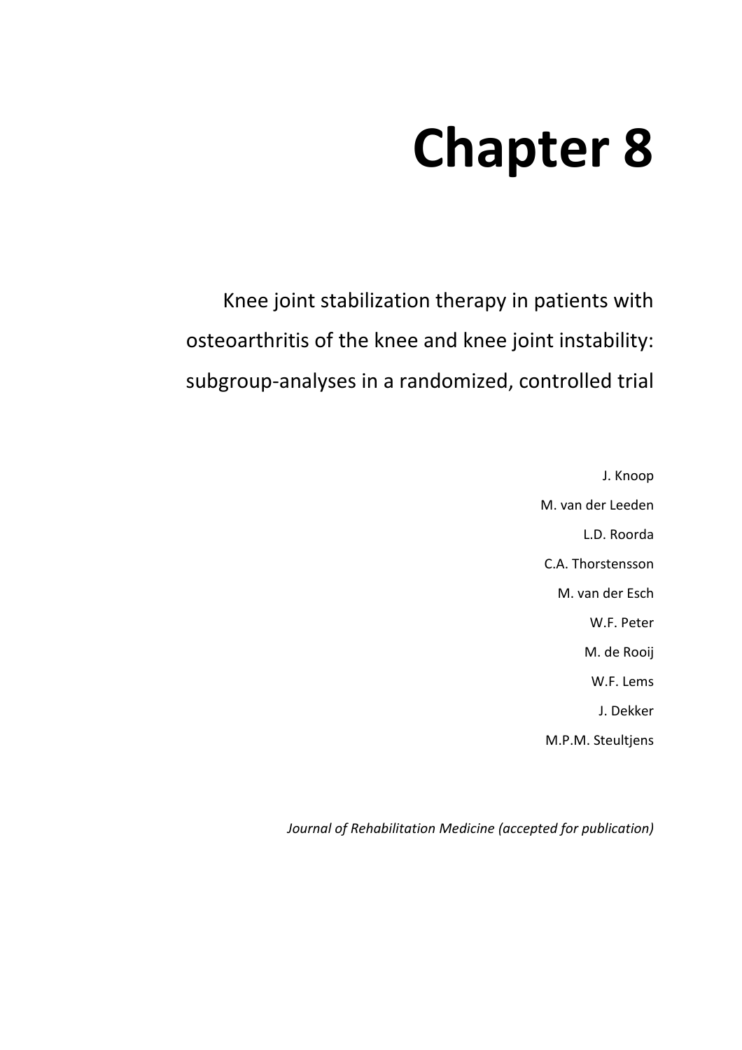# Chapter 8

## Knee joint stabilization therapy in patients with osteoarthritis of the knee and knee joint instability: subgroup-analyses in a randomized, controlled trial

J. Knoop

M. van der Leeden

L.D. Roorda

C.A. Thorstensson

M. van der Esch

W.F. Peter

M. de Rooij

W.F. Lems

J. Dekker

M.P.M. Steultjens

*Journal of Rehabilitation Medicine (accepted for publication)*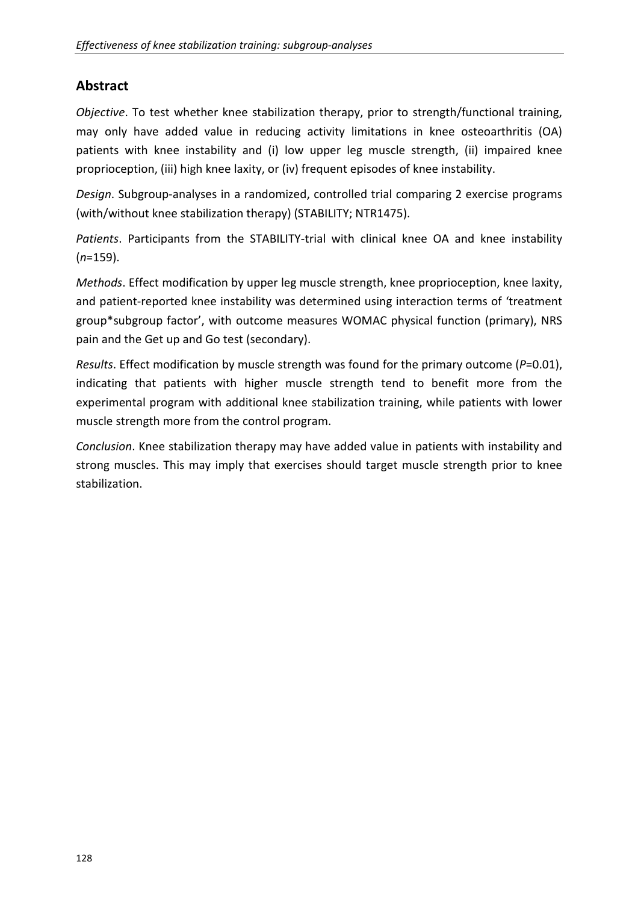## Abstract

*Objective*. To test whether knee stabilization therapy, prior to strength/functional training, may only have added value in reducing activity limitations in knee osteoarthritis (OA) patients with knee instability and (i) low upper leg muscle strength, (ii) impaired knee proprioception, (iii) high knee laxity, or (iv) frequent episodes of knee instability.

*Design*. Subgroup-analyses in a randomized, controlled trial comparing 2 exercise programs (with/without knee stabilization therapy) (STABILITY; NTR1475).

*Patients*. Participants from the STABILITY-trial with clinical knee OA and knee instability (*n*=159).

*Methods*. Effect modification by upper leg muscle strength, knee proprioception, knee laxity, and patient-reported knee instability was determined using interaction terms of 'treatment group*subgroup factor', with outcome measures WOMAC physical function (primary), NRS pain and the Get up and Go test (secondary).

*Results*. Effect modification by muscle strength was found for the primary outcome ($P$=0.01), indicating that patients with higher muscle strength tend to benefit more from the experimental program with additional knee stabilization training, while patients with lower muscle strength more from the control program.

*Conclusion*. Knee stabilization therapy may have added value in patients with instability and strong muscles. This may imply that exercises should target muscle strength prior to knee stabilization.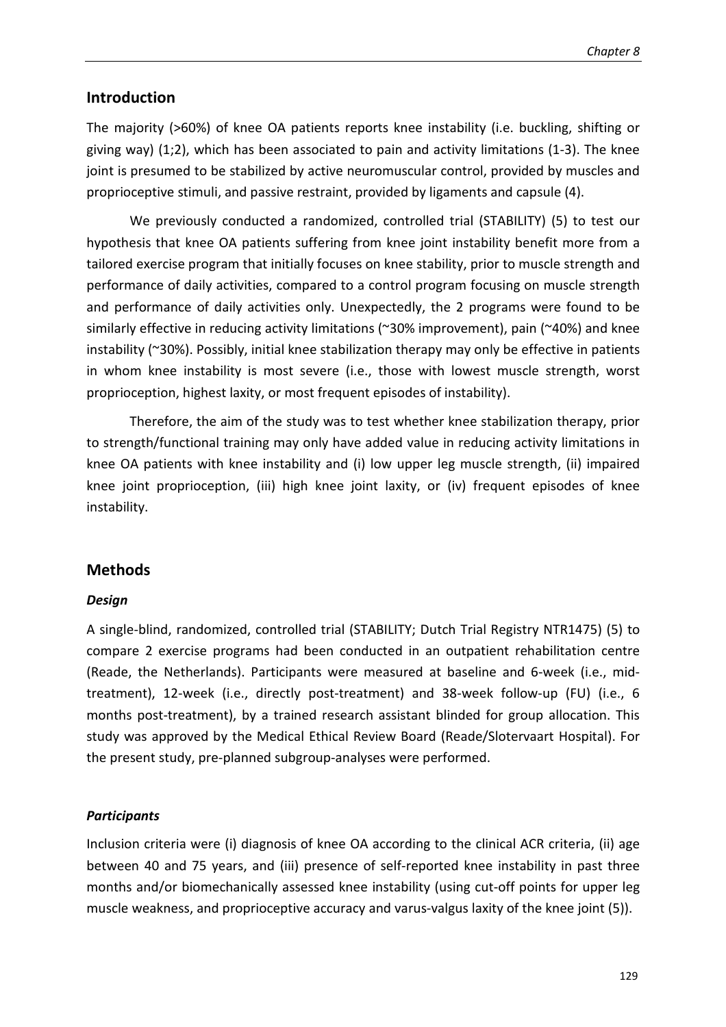## Introduction

The majority (>60%) of knee OA patients reports knee instability (i.e. buckling, shifting or giving way) (1;2), which has been associated to pain and activity limitations (1-3). The knee joint is presumed to be stabilized by active neuromuscular control, provided by muscles and proprioceptive stimuli, and passive restraint, provided by ligaments and capsule (4).

We previously conducted a randomized, controlled trial (STABILITY) (5) to test our hypothesis that knee OA patients suffering from knee joint instability benefit more from a tailored exercise program that initially focuses on knee stability, prior to muscle strength and performance of daily activities, compared to a control program focusing on muscle strength and performance of daily activities only. Unexpectedly, the 2 programs were found to be similarly effective in reducing activity limitations (~30% improvement), pain (~40%) and knee instability (~30%). Possibly, initial knee stabilization therapy may only be effective in patients in whom knee instability is most severe (i.e., those with lowest muscle strength, worst proprioception, highest laxity, or most frequent episodes of instability).

Therefore, the aim of the study was to test whether knee stabilization therapy, prior to strength/functional training may only have added value in reducing activity limitations in knee OA patients with knee instability and (i) low upper leg muscle strength, (ii) impaired knee joint proprioception, (iii) high knee joint laxity, or (iv) frequent episodes of knee instability.

## Methods

### *Design*

A single-blind, randomized, controlled trial (STABILITY; Dutch Trial Registry NTR1475) (5) to compare 2 exercise programs had been conducted in an outpatient rehabilitation centre (Reade, the Netherlands). Participants were measured at baseline and 6-week (i.e., mid-treatment), 12-week (i.e., directly post-treatment) and 38-week follow-up (FU) (i.e., 6 months post-treatment), by a trained research assistant blinded for group allocation. This study was approved by the Medical Ethical Review Board (Reade/Slotervaart Hospital). For the present study, pre-planned subgroup-analyses were performed.

### *Participants*

Inclusion criteria were (i) diagnosis of knee OA according to the clinical ACR criteria, (ii) age between 40 and 75 years, and (iii) presence of self-reported knee instability in past three months and/or biomechanically assessed knee instability (using cut-off points for upper leg muscle weakness, and proprioceptive accuracy and varus-valgus laxity of the knee joint (5)).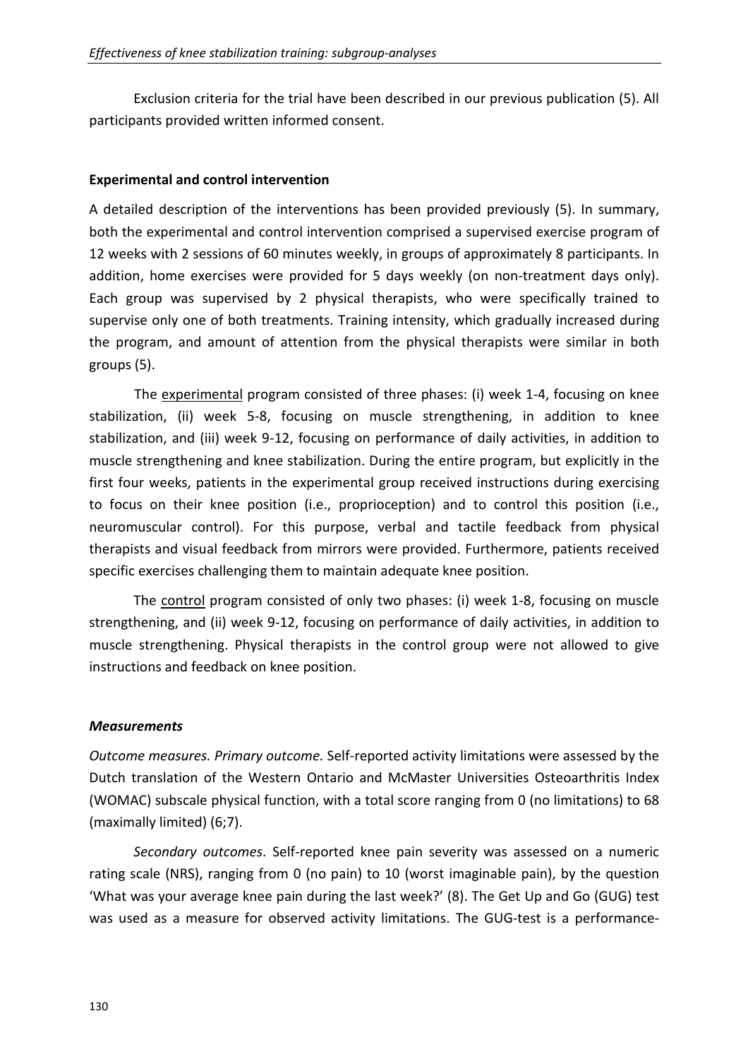Exclusion criteria for the trial have been described in our previous publication (5). All participants provided written informed consent.

**Experimental and control intervention**

A detailed description of the interventions has been provided previously (5). In summary, both the experimental and control intervention comprised a supervised exercise program of 12 weeks with 2 sessions of 60 minutes weekly, in groups of approximately 8 participants. In addition, home exercises were provided for 5 days weekly (on non-treatment days only). Each group was supervised by 2 physical therapists, who were specifically trained to supervise only one of both treatments. Training intensity, which gradually increased during the program, and amount of attention from the physical therapists were similar in both groups (5).

The experimental program consisted of three phases: (i) week 1-4, focusing on knee stabilization, (ii) week 5-8, focusing on muscle strengthening, in addition to knee stabilization, and (iii) week 9-12, focusing on performance of daily activities, in addition to muscle strengthening and knee stabilization. During the entire program, but explicitly in the first four weeks, patients in the experimental group received instructions during exercising to focus on their knee position (i.e., proprioception) and to control this position (i.e., neuromuscular control). For this purpose, verbal and tactile feedback from physical therapists and visual feedback from mirrors were provided. Furthermore, patients received specific exercises challenging them to maintain adequate knee position.

The control program consisted of only two phases: (i) week 1-8, focusing on muscle strengthening, and (ii) week 9-12, focusing on performance of daily activities, in addition to muscle strengthening. Physical therapists in the control group were not allowed to give instructions and feedback on knee position.

***Measurements***

*Outcome measures. Primary outcome.* Self-reported activity limitations were assessed by the Dutch translation of the Western Ontario and McMaster Universities Osteoarthritis Index (WOMAC) subscale physical function, with a total score ranging from 0 (no limitations) to 68 (maximally limited) (6;7).

*Secondary outcomes*. Self-reported knee pain severity was assessed on a numeric rating scale (NRS), ranging from 0 (no pain) to 10 (worst imaginable pain), by the question 'What was your average knee pain during the last week?' (8). The Get Up and Go (GUG) test was used as a measure for observed activity limitations. The GUG-test is a performance-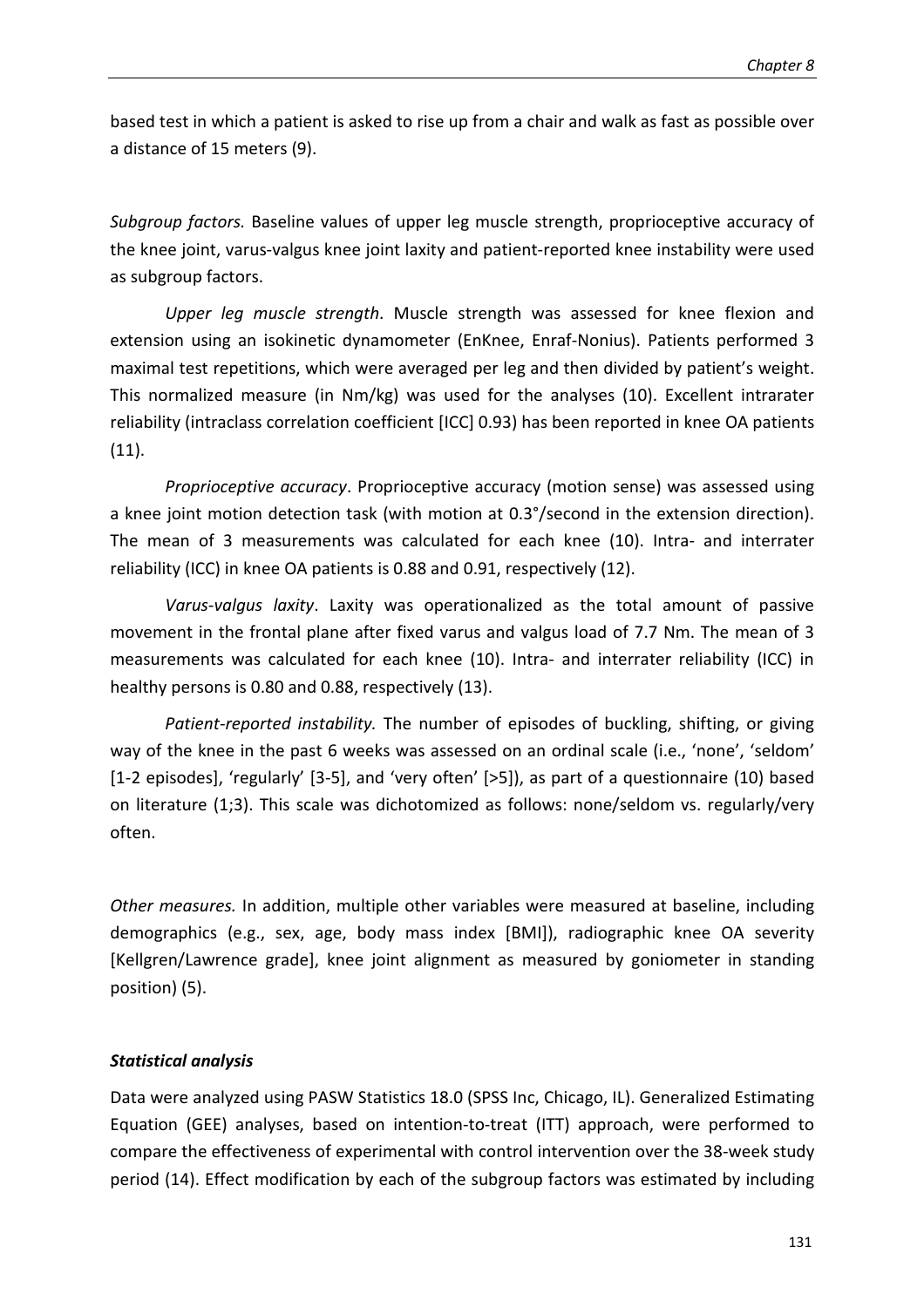based test in which a patient is asked to rise up from a chair and walk as fast as possible over a distance of 15 meters (9).

*Subgroup factors.* Baseline values of upper leg muscle strength, proprioceptive accuracy of the knee joint, varus-valgus knee joint laxity and patient-reported knee instability were used as subgroup factors.

*Upper leg muscle strength*. Muscle strength was assessed for knee flexion and extension using an isokinetic dynamometer (EnKnee, Enraf-Nonius). Patients performed 3 maximal test repetitions, which were averaged per leg and then divided by patient's weight. This normalized measure (in Nm/kg) was used for the analyses (10). Excellent intrarater reliability (intraclass correlation coefficient [ICC] 0.93) has been reported in knee OA patients (11).

*Proprioceptive accuracy*. Proprioceptive accuracy (motion sense) was assessed using a knee joint motion detection task (with motion at 0.3°/second in the extension direction). The mean of 3 measurements was calculated for each knee (10). Intra- and interrater reliability (ICC) in knee OA patients is 0.88 and 0.91, respectively (12).

*Varus-valgus laxity*. Laxity was operationalized as the total amount of passive movement in the frontal plane after fixed varus and valgus load of 7.7 Nm. The mean of 3 measurements was calculated for each knee (10). Intra- and interrater reliability (ICC) in healthy persons is 0.80 and 0.88, respectively (13).

*Patient-reported instability.* The number of episodes of buckling, shifting, or giving way of the knee in the past 6 weeks was assessed on an ordinal scale (i.e., 'none', 'seldom' [1-2 episodes], 'regularly' [3-5], and 'very often' [>5]), as part of a questionnaire (10) based on literature (1;3). This scale was dichotomized as follows: none/seldom vs. regularly/very often.

*Other measures.* In addition, multiple other variables were measured at baseline, including demographics (e.g., sex, age, body mass index [BMI]), radiographic knee OA severity [Kellgren/Lawrence grade], knee joint alignment as measured by goniometer in standing position) (5).

### ***Statistical analysis***

Data were analyzed using PASW Statistics 18.0 (SPSS Inc, Chicago, IL). Generalized Estimating Equation (GEE) analyses, based on intention-to-treat (ITT) approach, were performed to compare the effectiveness of experimental with control intervention over the 38-week study period (14). Effect modification by each of the subgroup factors was estimated by including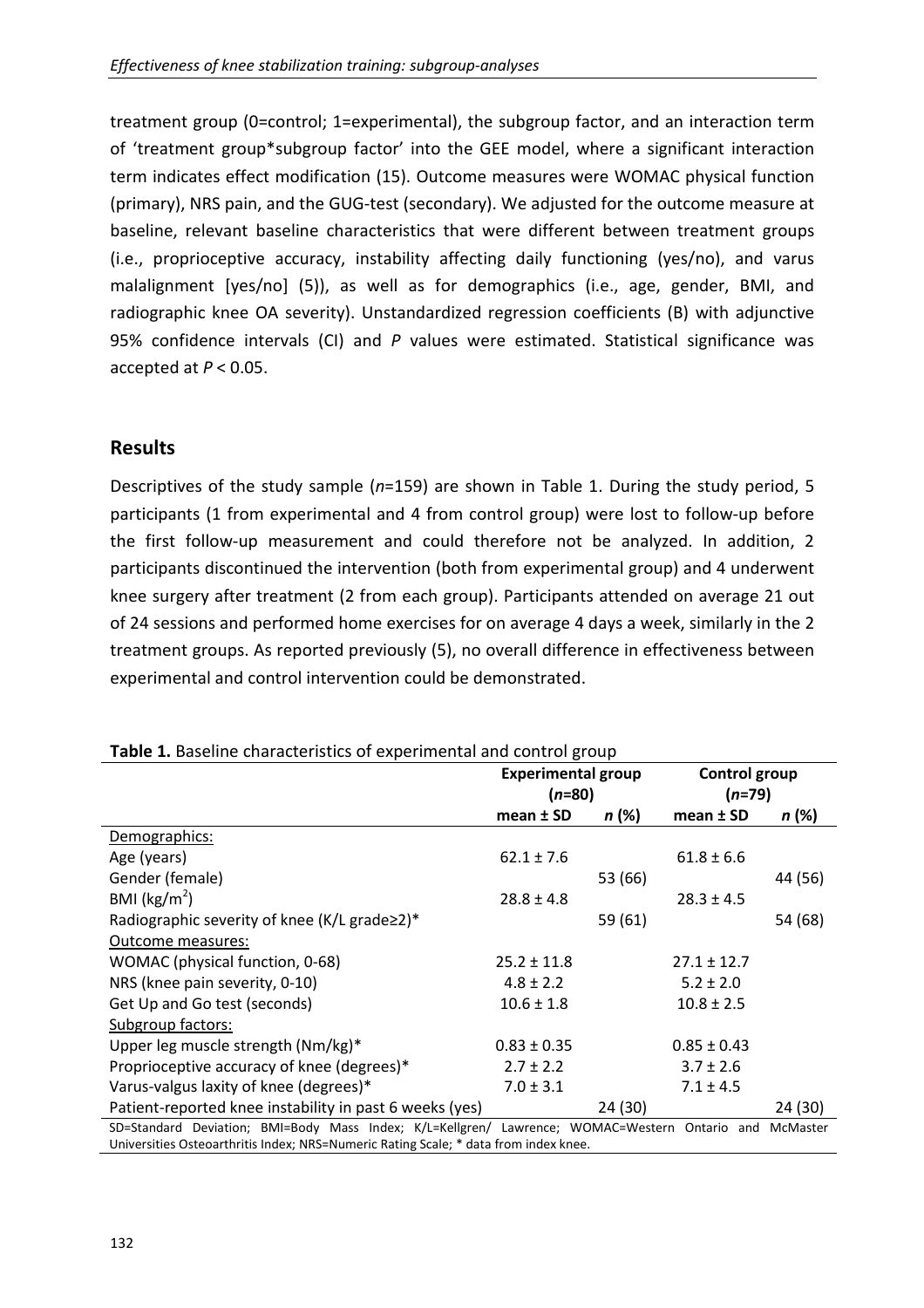treatment group (0=control; 1=experimental), the subgroup factor, and an interaction term of 'treatment group*subgroup factor' into the GEE model, where a significant interaction term indicates effect modification (15). Outcome measures were WOMAC physical function (primary), NRS pain, and the GUG-test (secondary). We adjusted for the outcome measure at baseline, relevant baseline characteristics that were different between treatment groups (i.e., proprioceptive accuracy, instability affecting daily functioning (yes/no), and varus malalignment [yes/no] (5)), as well as for demographics (i.e., age, gender, BMI, and radiographic knee OA severity). Unstandardized regression coefficients (B) with adjunctive 95% confidence intervals (CI) and *P* values were estimated. Statistical significance was accepted at $P < 0.05$.

## Results

Descriptives of the study sample (*n*=159) are shown in Table 1. During the study period, 5 participants (1 from experimental and 4 from control group) were lost to follow-up before the first follow-up measurement and could therefore not be analyzed. In addition, 2 participants discontinued the intervention (both from experimental group) and 4 underwent knee surgery after treatment (2 from each group). Participants attended on average 21 out of 24 sessions and performed home exercises for on average 4 days a week, similarly in the 2 treatment groups. As reported previously (5), no overall difference in effectiveness between experimental and control intervention could be demonstrated.

**Table 1.** Baseline characteristics of experimental and control group

| | Experimental group (*n*=80) | | Control group (*n*=79) | |
|---|---|---|---|---|
| | mean ± SD | *n* (%) | mean ± SD | *n* (%) |
| Demographics: | | | | |
| Age (years) | 62.1 ± 7.6 | | 61.8 ± 6.6 | |
| Gender (female) | | 53 (66) | | 44 (56) |
| BMI (kg/m$^2$) | 28.8 ± 4.8 | | 28.3 ± 4.5 | |
| Radiographic severity of knee (K/L grade≥2)* | | 59 (61) | | 54 (68) |
| Outcome measures: | | | | |
| WOMAC (physical function, 0-68) | 25.2 ± 11.8 | | 27.1 ± 12.7 | |
| NRS (knee pain severity, 0-10) | 4.8 ± 2.2 | | 5.2 ± 2.0 | |
| Get Up and Go test (seconds) | 10.6 ± 1.8 | | 10.8 ± 2.5 | |
| Subgroup factors: | | | | |
| Upper leg muscle strength (Nm/kg)* | 0.83 ± 0.35 | | 0.85 ± 0.43 | |
| Proprioceptive accuracy of knee (degrees)* | 2.7 ± 2.2 | | 3.7 ± 2.6 | |
| Varus-valgus laxity of knee (degrees)* | 7.0 ± 3.1 | | 7.1 ± 4.5 | |
| Patient-reported knee instability in past 6 weeks (yes) | | 24 (30) | | 24 (30) |

SD=Standard Deviation; BMI=Body Mass Index; K/L=Kellgren/ Lawrence; WOMAC=Western Ontario and McMaster Universities Osteoarthritis Index; NRS=Numeric Rating Scale; * data from index knee.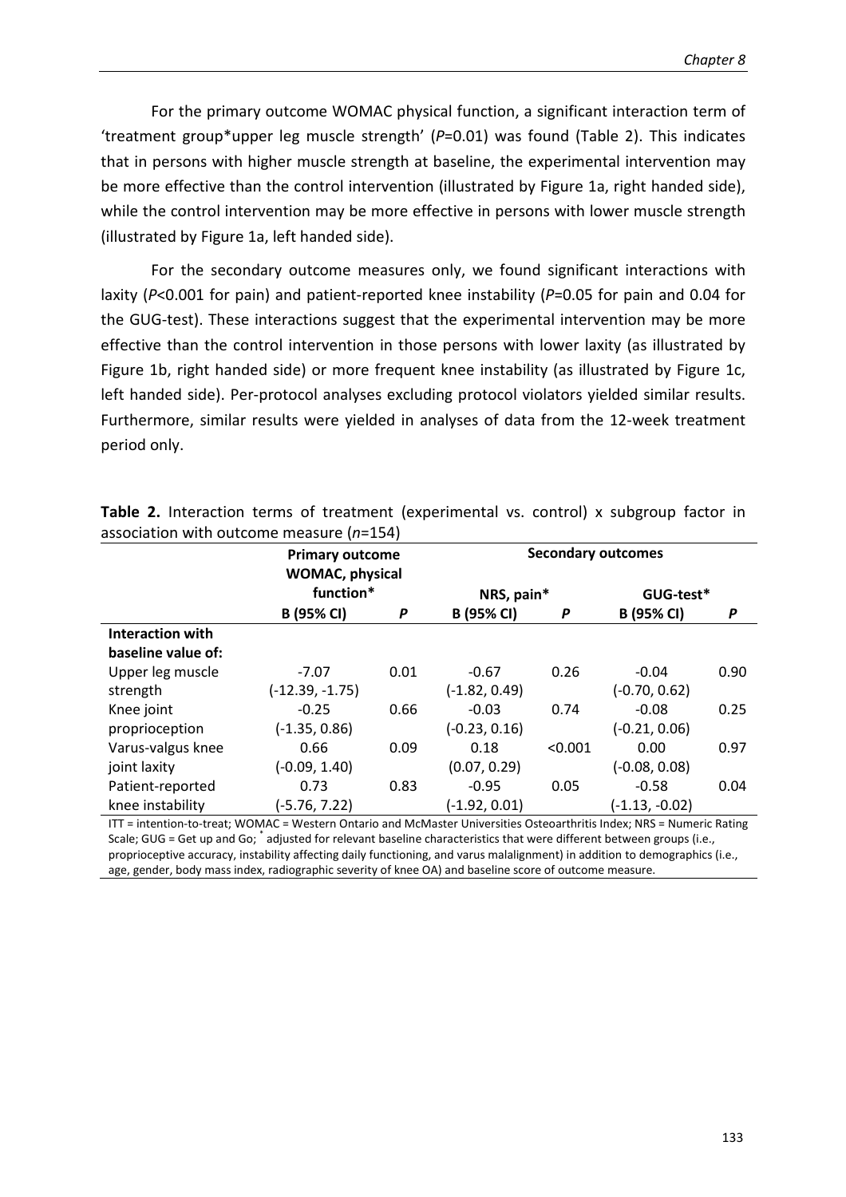For the primary outcome WOMAC physical function, a significant interaction term of 'treatment group*upper leg muscle strength' ($P$=0.01) was found (Table 2). This indicates that in persons with higher muscle strength at baseline, the experimental intervention may be more effective than the control intervention (illustrated by Figure 1a, right handed side), while the control intervention may be more effective in persons with lower muscle strength (illustrated by Figure 1a, left handed side).

For the secondary outcome measures only, we found significant interactions with laxity ($P$<0.001 for pain) and patient-reported knee instability ($P$=0.05 for pain and 0.04 for the GUG-test). These interactions suggest that the experimental intervention may be more effective than the control intervention in those persons with lower laxity (as illustrated by Figure 1b, right handed side) or more frequent knee instability (as illustrated by Figure 1c, left handed side). Per-protocol analyses excluding protocol violators yielded similar results. Furthermore, similar results were yielded in analyses of data from the 12-week treatment period only.

**Table 2.** Interaction terms of treatment (experimental vs. control) x subgroup factor in association with outcome measure ($n$=154)

| | Primary outcome | | Secondary outcomes | | | |
|---|---|---|---|---|---|---|
| | WOMAC, physical function* | | NRS, pain* | | GUG-test* | |
| | B (95% CI) | *P* | B (95% CI) | *P* | B (95% CI) | *P* |
| **Interaction with baseline value of:** | | | | | | |
| Upper leg muscle strength | -7.07 (-12.39, -1.75) | 0.01 | -0.67 (-1.82, 0.49) | 0.26 | -0.04 (-0.70, 0.62) | 0.90 |
| Knee joint proprioception | -0.25 (-1.35, 0.86) | 0.66 | -0.03 (-0.23, 0.16) | 0.74 | -0.08 (-0.21, 0.06) | 0.25 |
| Varus-valgus knee joint laxity | 0.66 (-0.09, 1.40) | 0.09 | 0.18 (0.07, 0.29) | <0.001 | 0.00 (-0.08, 0.08) | 0.97 |
| Patient-reported knee instability | 0.73 (-5.76, 7.22) | 0.83 | -0.95 (-1.92, 0.01) | 0.05 | -0.58 (-1.13, -0.02) | 0.04 |

ITT = intention-to-treat; WOMAC = Western Ontario and McMaster Universities Osteoarthritis Index; NRS = Numeric Rating Scale; GUG = Get up and Go; * adjusted for relevant baseline characteristics that were different between groups (i.e., proprioceptive accuracy, instability affecting daily functioning, and varus malalignment) in addition to demographics (i.e., age, gender, body mass index, radiographic severity of knee OA) and baseline score of outcome measure.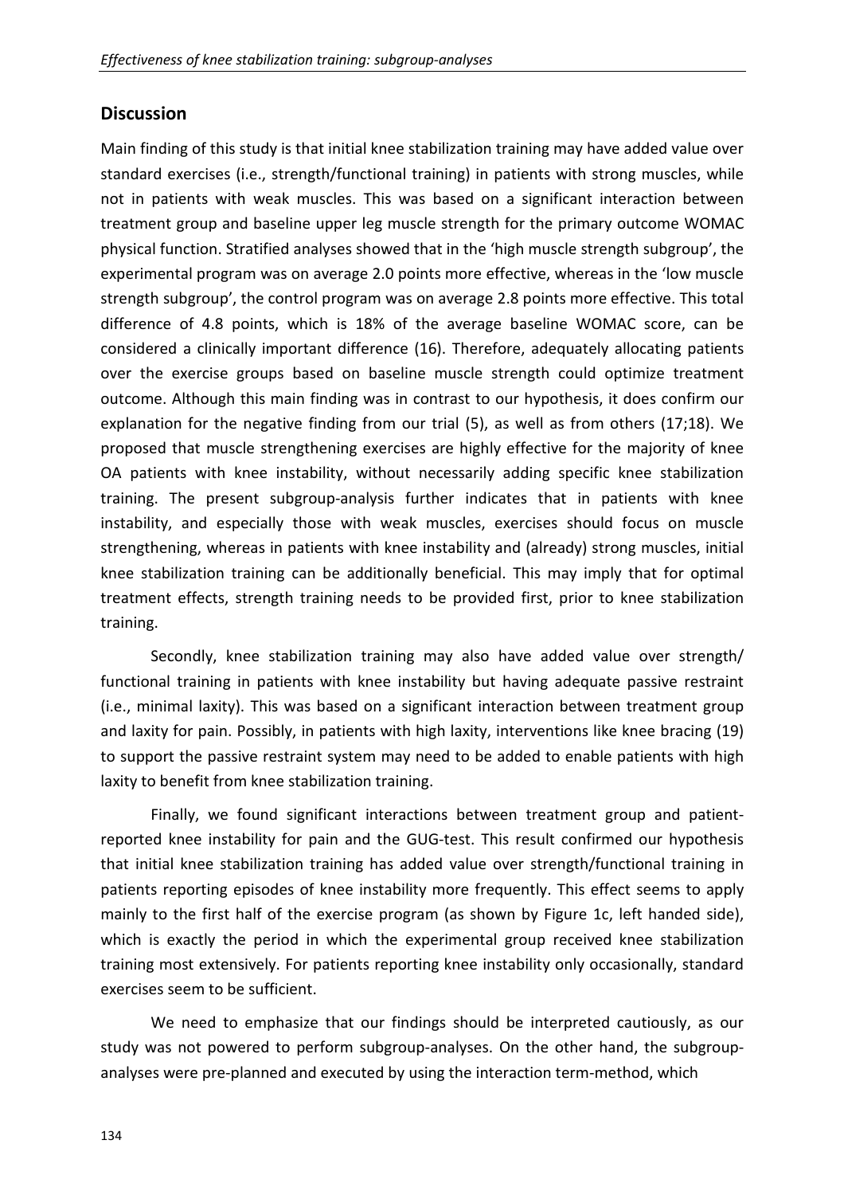## Discussion

Main finding of this study is that initial knee stabilization training may have added value over standard exercises (i.e., strength/functional training) in patients with strong muscles, while not in patients with weak muscles. This was based on a significant interaction between treatment group and baseline upper leg muscle strength for the primary outcome WOMAC physical function. Stratified analyses showed that in the 'high muscle strength subgroup', the experimental program was on average 2.0 points more effective, whereas in the 'low muscle strength subgroup', the control program was on average 2.8 points more effective. This total difference of 4.8 points, which is 18% of the average baseline WOMAC score, can be considered a clinically important difference (16). Therefore, adequately allocating patients over the exercise groups based on baseline muscle strength could optimize treatment outcome. Although this main finding was in contrast to our hypothesis, it does confirm our explanation for the negative finding from our trial (5), as well as from others (17;18). We proposed that muscle strengthening exercises are highly effective for the majority of knee OA patients with knee instability, without necessarily adding specific knee stabilization training. The present subgroup-analysis further indicates that in patients with knee instability, and especially those with weak muscles, exercises should focus on muscle strengthening, whereas in patients with knee instability and (already) strong muscles, initial knee stabilization training can be additionally beneficial. This may imply that for optimal treatment effects, strength training needs to be provided first, prior to knee stabilization training.

Secondly, knee stabilization training may also have added value over strength/ functional training in patients with knee instability but having adequate passive restraint (i.e., minimal laxity). This was based on a significant interaction between treatment group and laxity for pain. Possibly, in patients with high laxity, interventions like knee bracing (19) to support the passive restraint system may need to be added to enable patients with high laxity to benefit from knee stabilization training.

Finally, we found significant interactions between treatment group and patient-reported knee instability for pain and the GUG-test. This result confirmed our hypothesis that initial knee stabilization training has added value over strength/functional training in patients reporting episodes of knee instability more frequently. This effect seems to apply mainly to the first half of the exercise program (as shown by Figure 1c, left handed side), which is exactly the period in which the experimental group received knee stabilization training most extensively. For patients reporting knee instability only occasionally, standard exercises seem to be sufficient.

We need to emphasize that our findings should be interpreted cautiously, as our study was not powered to perform subgroup-analyses. On the other hand, the subgroup-analyses were pre-planned and executed by using the interaction term-method, which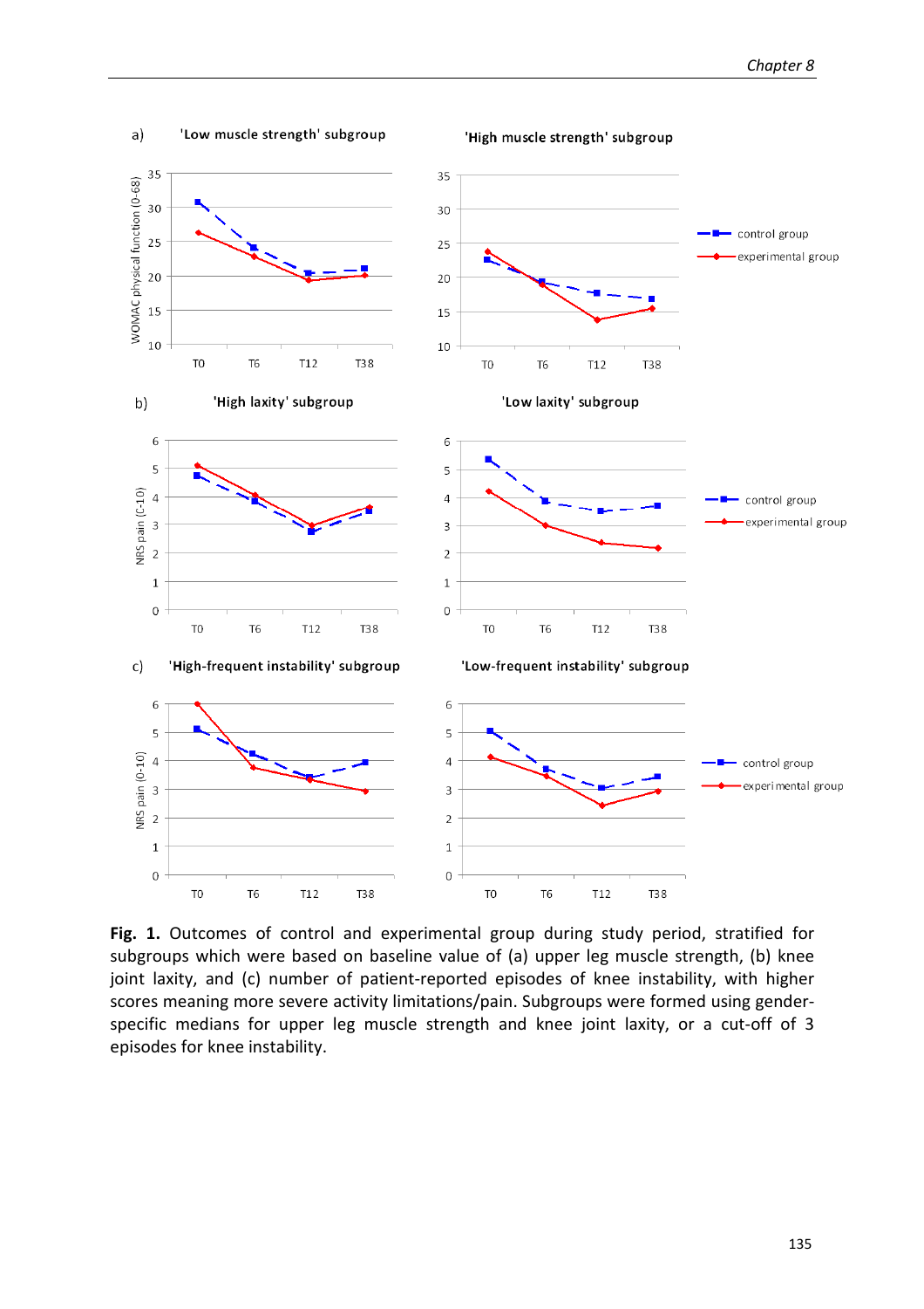a) 'Low muscle strength' subgroup — 'High muscle strength' subgroup

b) 'High laxity' subgroup — 'Low laxity' subgroup

c) 'High-frequent instability' subgroup — 'Low-frequent instability' subgroup

**Fig. 1.** Outcomes of control and experimental group during study period, stratified for subgroups which were based on baseline value of (a) upper leg muscle strength, (b) knee joint laxity, and (c) number of patient-reported episodes of knee instability, with higher scores meaning more severe activity limitations/pain. Subgroups were formed using gender-specific medians for upper leg muscle strength and knee joint laxity, or a cut-off of 3 episodes for knee instability.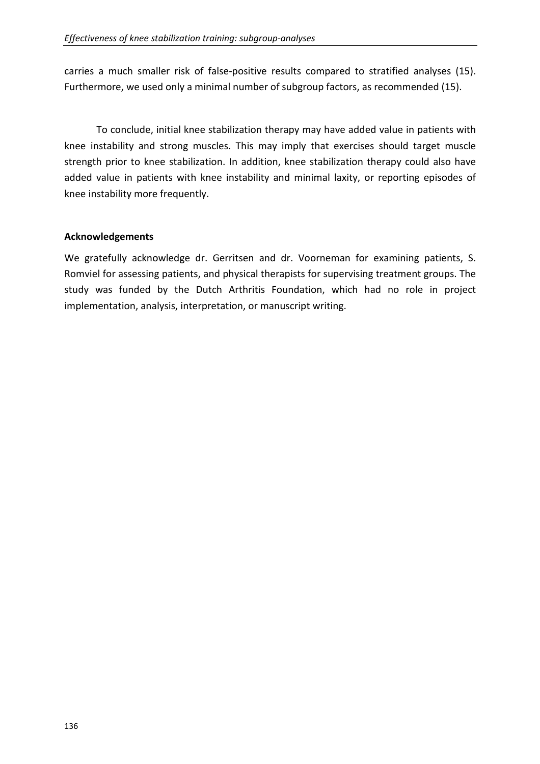carries a much smaller risk of false-positive results compared to stratified analyses (15). Furthermore, we used only a minimal number of subgroup factors, as recommended (15).

To conclude, initial knee stabilization therapy may have added value in patients with knee instability and strong muscles. This may imply that exercises should target muscle strength prior to knee stabilization. In addition, knee stabilization therapy could also have added value in patients with knee instability and minimal laxity, or reporting episodes of knee instability more frequently.

**Acknowledgements**

We gratefully acknowledge dr. Gerritsen and dr. Voorneman for examining patients, S. Romviel for assessing patients, and physical therapists for supervising treatment groups. The study was funded by the Dutch Arthritis Foundation, which had no role in project implementation, analysis, interpretation, or manuscript writing.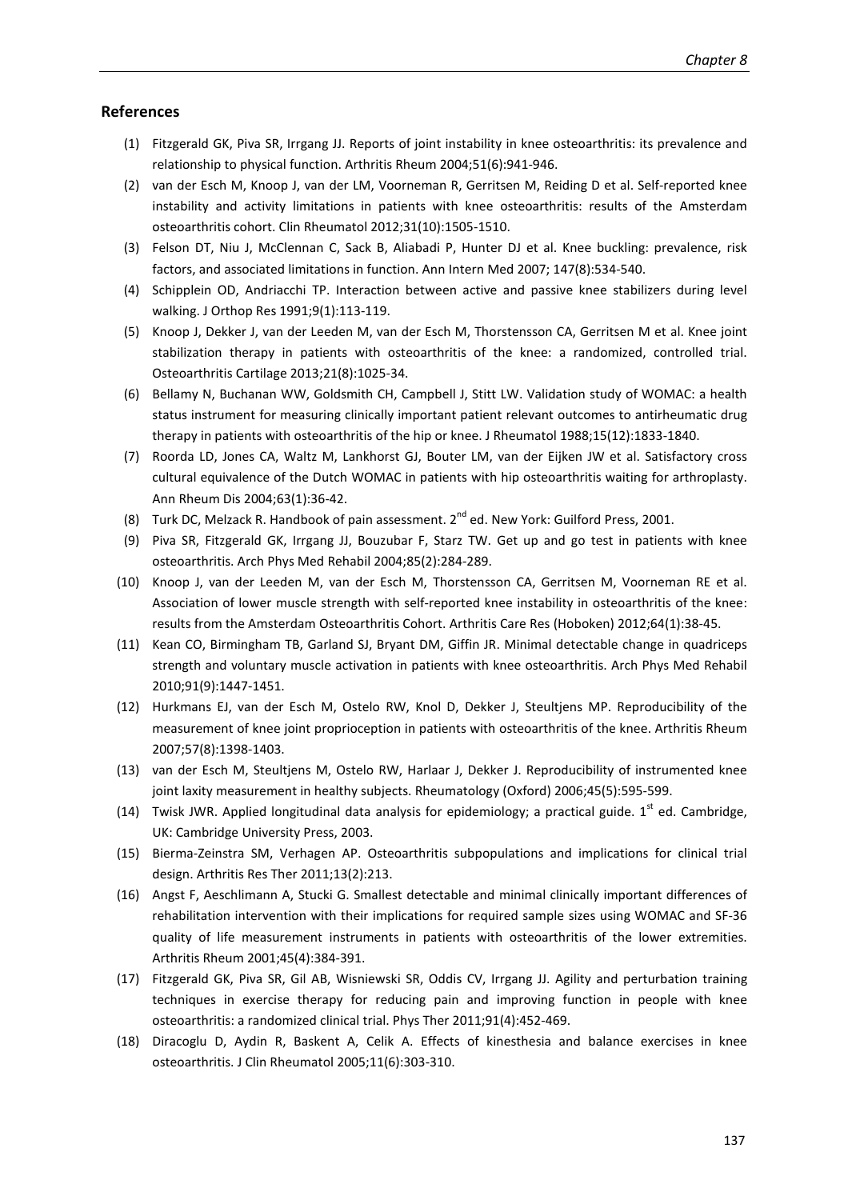## References

(1) Fitzgerald GK, Piva SR, Irrgang JJ. Reports of joint instability in knee osteoarthritis: its prevalence and relationship to physical function. Arthritis Rheum 2004;51(6):941-946.

(2) van der Esch M, Knoop J, van der LM, Voorneman R, Gerritsen M, Reiding D et al. Self-reported knee instability and activity limitations in patients with knee osteoarthritis: results of the Amsterdam osteoarthritis cohort. Clin Rheumatol 2012;31(10):1505-1510.

(3) Felson DT, Niu J, McClennan C, Sack B, Aliabadi P, Hunter DJ et al. Knee buckling: prevalence, risk factors, and associated limitations in function. Ann Intern Med 2007; 147(8):534-540.

(4) Schipplein OD, Andriacchi TP. Interaction between active and passive knee stabilizers during level walking. J Orthop Res 1991;9(1):113-119.

(5) Knoop J, Dekker J, van der Leeden M, van der Esch M, Thorstensson CA, Gerritsen M et al. Knee joint stabilization therapy in patients with osteoarthritis of the knee: a randomized, controlled trial. Osteoarthritis Cartilage 2013;21(8):1025-34.

(6) Bellamy N, Buchanan WW, Goldsmith CH, Campbell J, Stitt LW. Validation study of WOMAC: a health status instrument for measuring clinically important patient relevant outcomes to antirheumatic drug therapy in patients with osteoarthritis of the hip or knee. J Rheumatol 1988;15(12):1833-1840.

(7) Roorda LD, Jones CA, Waltz M, Lankhorst GJ, Bouter LM, van der Eijken JW et al. Satisfactory cross cultural equivalence of the Dutch WOMAC in patients with hip osteoarthritis waiting for arthroplasty. Ann Rheum Dis 2004;63(1):36-42.

(8) Turk DC, Melzack R. Handbook of pain assessment. 2nd ed. New York: Guilford Press, 2001.

(9) Piva SR, Fitzgerald GK, Irrgang JJ, Bouzubar F, Starz TW. Get up and go test in patients with knee osteoarthritis. Arch Phys Med Rehabil 2004;85(2):284-289.

(10) Knoop J, van der Leeden M, van der Esch M, Thorstensson CA, Gerritsen M, Voorneman RE et al. Association of lower muscle strength with self-reported knee instability in osteoarthritis of the knee: results from the Amsterdam Osteoarthritis Cohort. Arthritis Care Res (Hoboken) 2012;64(1):38-45.

(11) Kean CO, Birmingham TB, Garland SJ, Bryant DM, Giffin JR. Minimal detectable change in quadriceps strength and voluntary muscle activation in patients with knee osteoarthritis. Arch Phys Med Rehabil 2010;91(9):1447-1451.

(12) Hurkmans EJ, van der Esch M, Ostelo RW, Knol D, Dekker J, Steultjens MP. Reproducibility of the measurement of knee joint proprioception in patients with osteoarthritis of the knee. Arthritis Rheum 2007;57(8):1398-1403.

(13) van der Esch M, Steultjens M, Ostelo RW, Harlaar J, Dekker J. Reproducibility of instrumented knee joint laxity measurement in healthy subjects. Rheumatology (Oxford) 2006;45(5):595-599.

(14) Twisk JWR. Applied longitudinal data analysis for epidemiology; a practical guide. 1st ed. Cambridge, UK: Cambridge University Press, 2003.

(15) Bierma-Zeinstra SM, Verhagen AP. Osteoarthritis subpopulations and implications for clinical trial design. Arthritis Res Ther 2011;13(2):213.

(16) Angst F, Aeschlimann A, Stucki G. Smallest detectable and minimal clinically important differences of rehabilitation intervention with their implications for required sample sizes using WOMAC and SF-36 quality of life measurement instruments in patients with osteoarthritis of the lower extremities. Arthritis Rheum 2001;45(4):384-391.

(17) Fitzgerald GK, Piva SR, Gil AB, Wisniewski SR, Oddis CV, Irrgang JJ. Agility and perturbation training techniques in exercise therapy for reducing pain and improving function in people with knee osteoarthritis: a randomized clinical trial. Phys Ther 2011;91(4):452-469.

(18) Diracoglu D, Aydin R, Baskent A, Celik A. Effects of kinesthesia and balance exercises in knee osteoarthritis. J Clin Rheumatol 2005;11(6):303-310.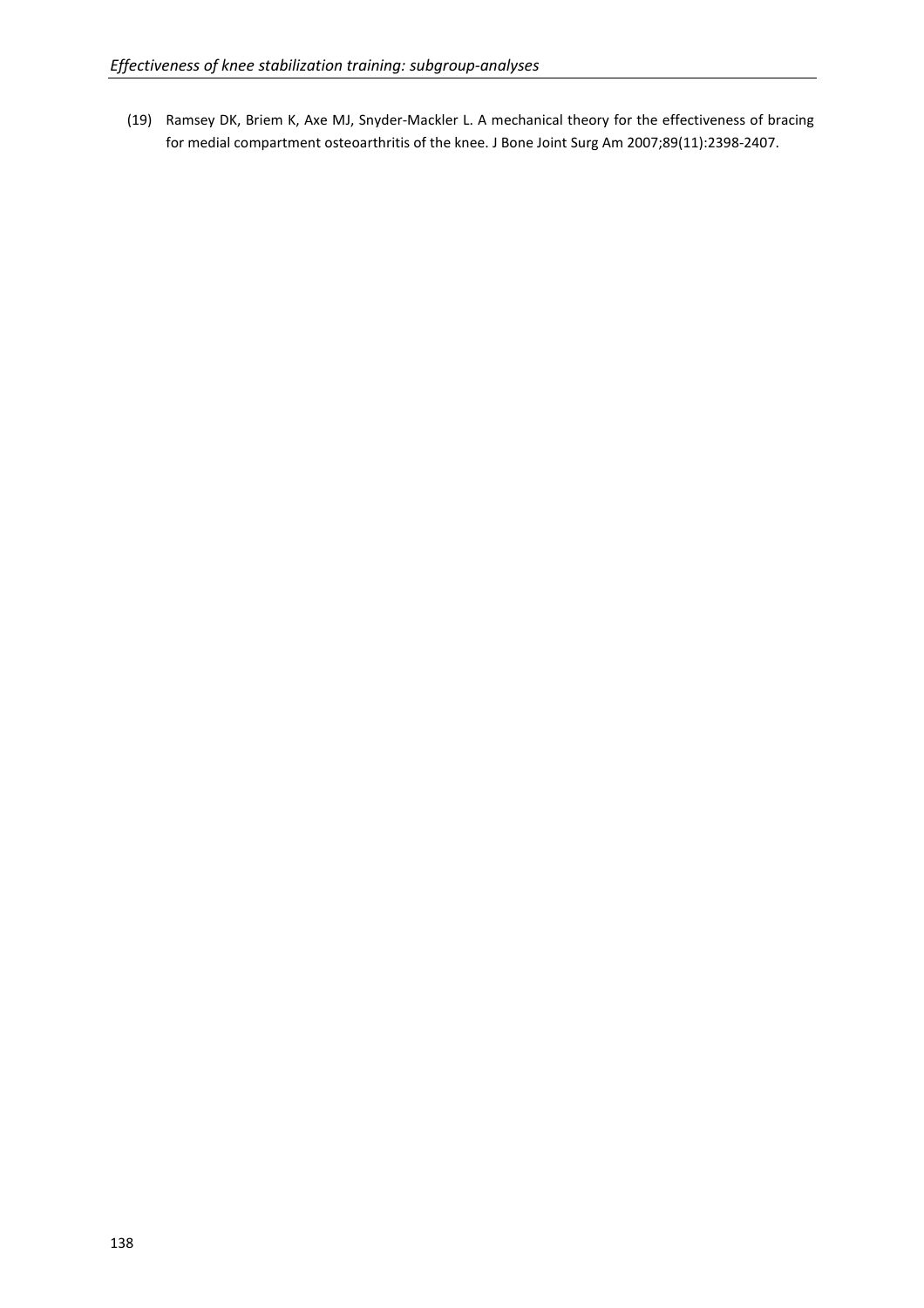(19) Ramsey DK, Briem K, Axe MJ, Snyder-Mackler L. A mechanical theory for the effectiveness of bracing for medial compartment osteoarthritis of the knee. J Bone Joint Surg Am 2007;89(11):2398-2407.